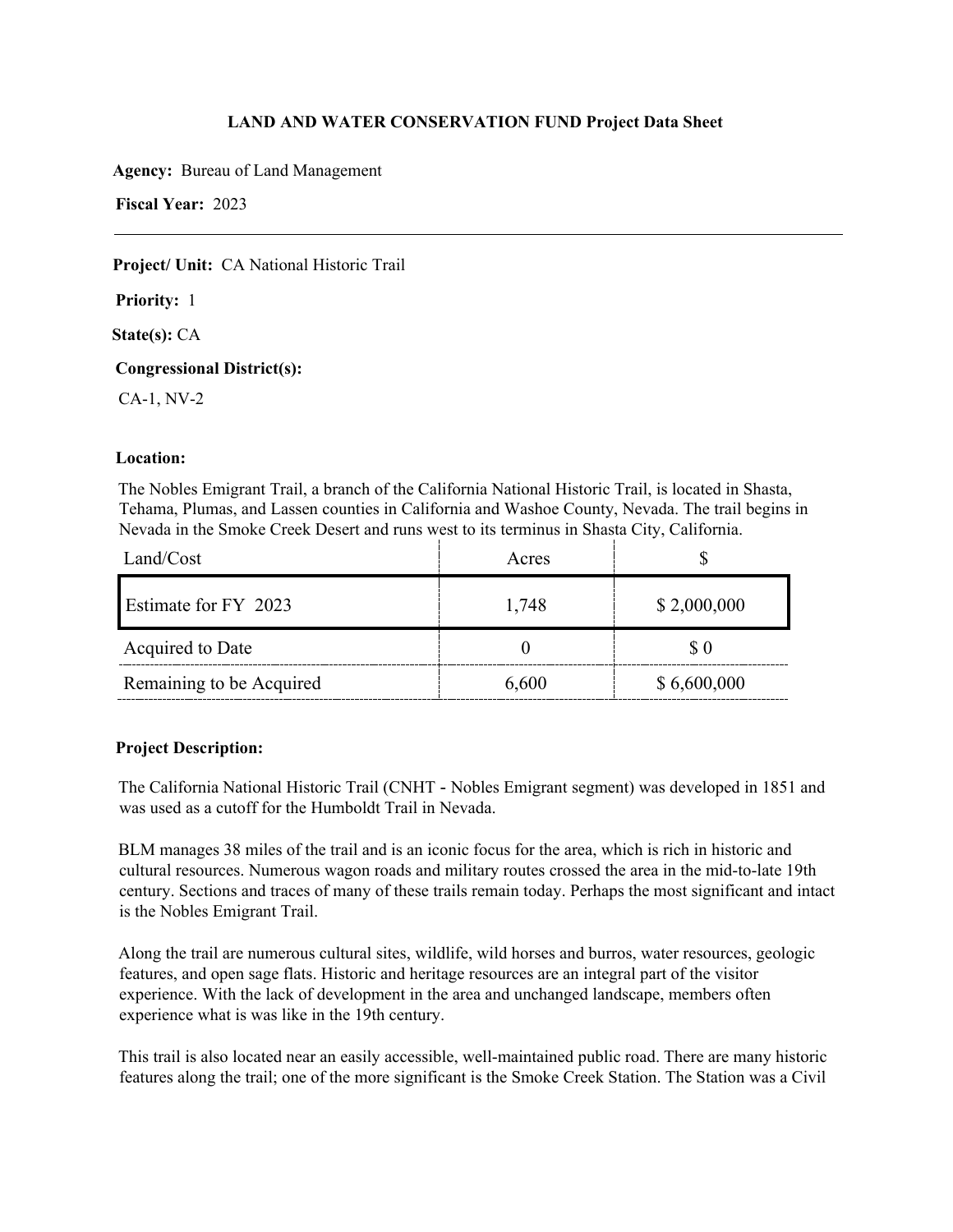**LAND AND WATER CONSERVATION FUND Project Data Sheet**

**Agency:** Bureau of Land Management

**Fiscal Year:** 2023

---

**Project/ Unit:** CA National Historic Trail

**Priority:** 1

**State(s):** CA

**Congressional District(s):**

CA-1, NV-2

**Location:**

The Nobles Emigrant Trail, a branch of the California National Historic Trail, is located in Shasta, Tehama, Plumas, and Lassen counties in California and Washoe County, Nevada. The trail begins in Nevada in the Smoke Creek Desert and runs west to its terminus in Shasta City, California.

| Land/Cost | Acres | $ |
|---|---|---|
| Estimate for FY 2023 | 1,748 | $ 2,000,000 |
| Acquired to Date | 0 | $ 0 |
| Remaining to be Acquired | 6,600 | $ 6,600,000 |

**Project Description:**

The California National Historic Trail (CNHT - Nobles Emigrant segment) was developed in 1851 and was used as a cutoff for the Humboldt Trail in Nevada.

BLM manages 38 miles of the trail and is an iconic focus for the area, which is rich in historic and cultural resources. Numerous wagon roads and military routes crossed the area in the mid-to-late 19th century. Sections and traces of many of these trails remain today. Perhaps the most significant and intact is the Nobles Emigrant Trail.

Along the trail are numerous cultural sites, wildlife, wild horses and burros, water resources, geologic features, and open sage flats. Historic and heritage resources are an integral part of the visitor experience. With the lack of development in the area and unchanged landscape, members often experience what is was like in the 19th century.

This trail is also located near an easily accessible, well-maintained public road. There are many historic features along the trail; one of the more significant is the Smoke Creek Station. The Station was a Civil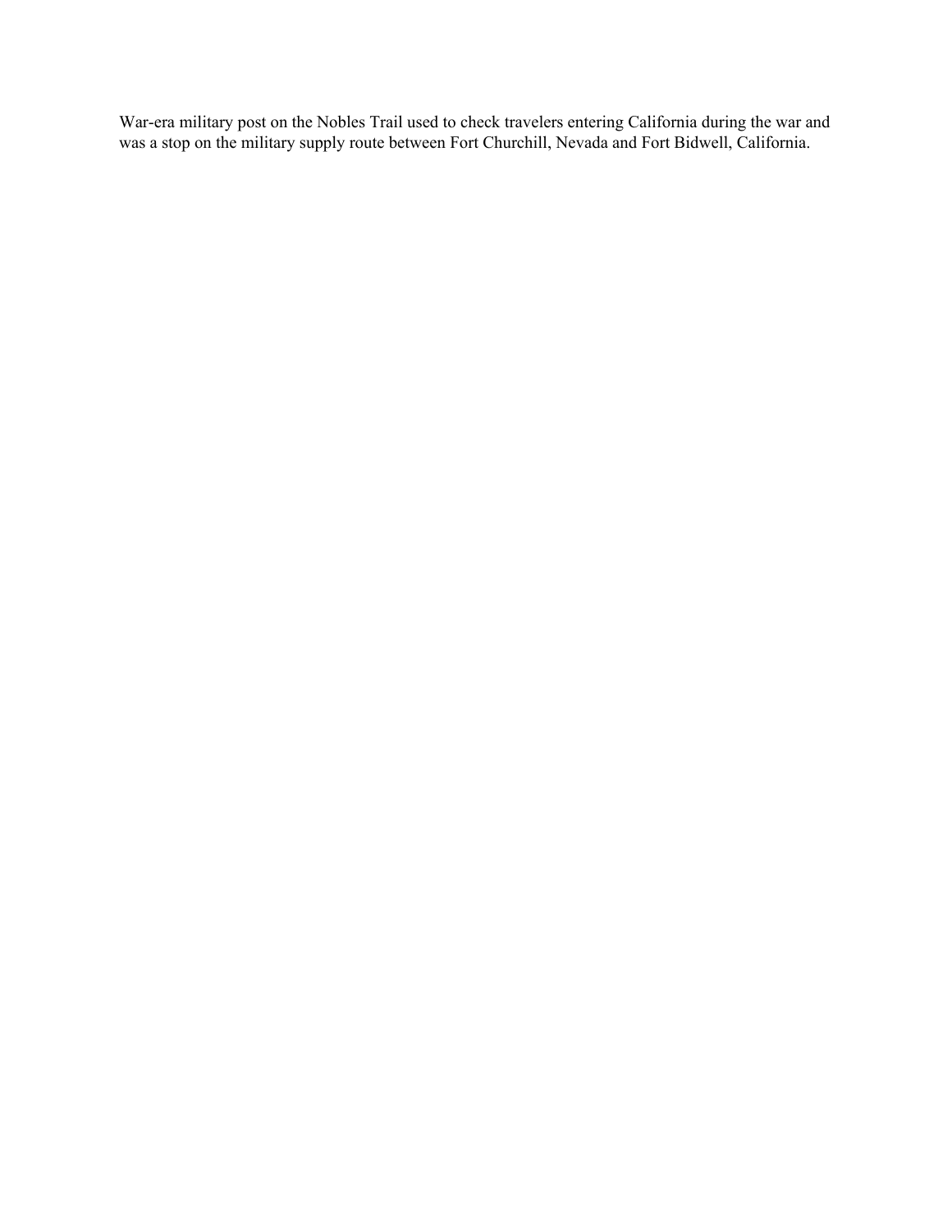War-era military post on the Nobles Trail used to check travelers entering California during the war and was a stop on the military supply route between Fort Churchill, Nevada and Fort Bidwell, California.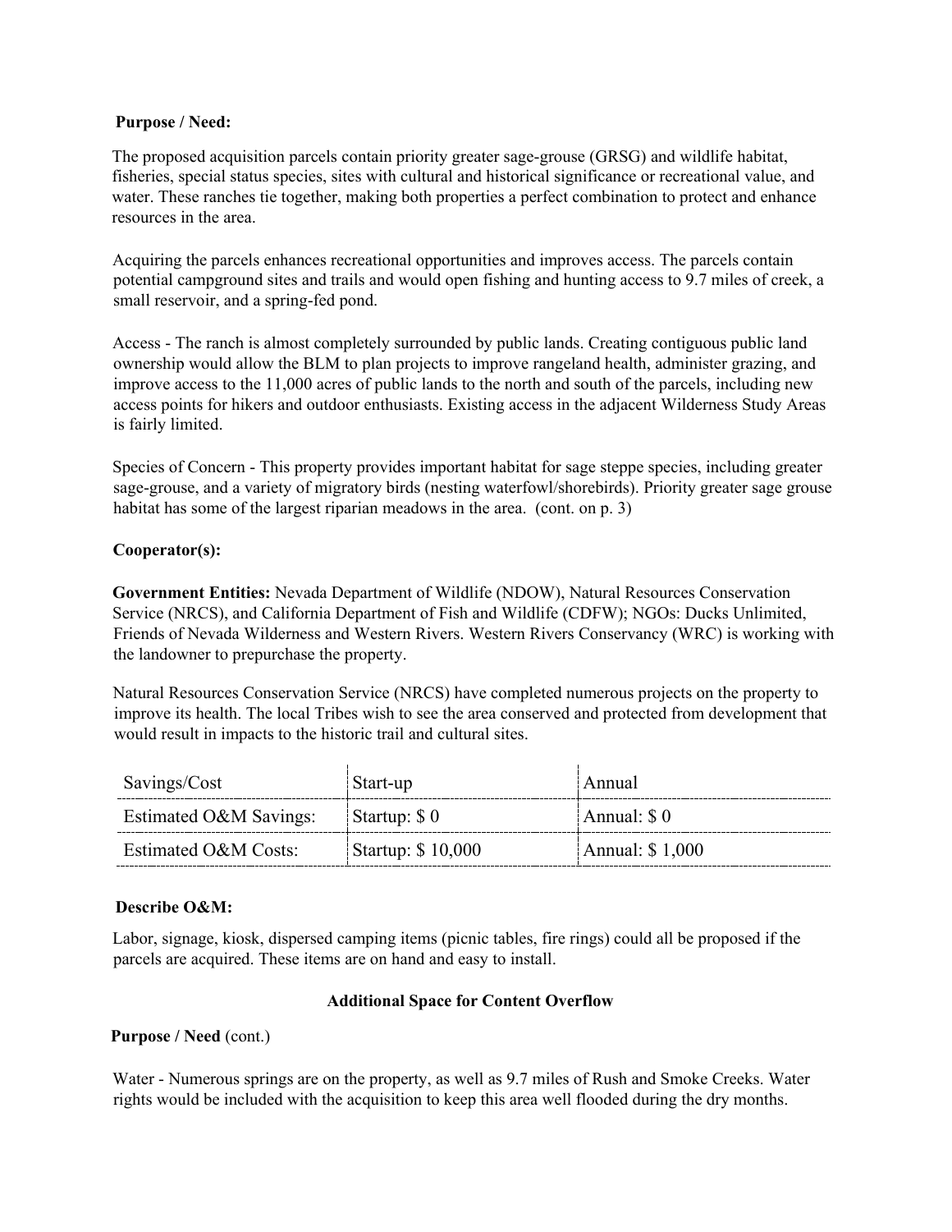**Purpose / Need:**

The proposed acquisition parcels contain priority greater sage-grouse (GRSG) and wildlife habitat, fisheries, special status species, sites with cultural and historical significance or recreational value, and water. These ranches tie together, making both properties a perfect combination to protect and enhance resources in the area.

Acquiring the parcels enhances recreational opportunities and improves access. The parcels contain potential campground sites and trails and would open fishing and hunting access to 9.7 miles of creek, a small reservoir, and a spring-fed pond.

Access - The ranch is almost completely surrounded by public lands. Creating contiguous public land ownership would allow the BLM to plan projects to improve rangeland health, administer grazing, and improve access to the 11,000 acres of public lands to the north and south of the parcels, including new access points for hikers and outdoor enthusiasts. Existing access in the adjacent Wilderness Study Areas is fairly limited.

Species of Concern - This property provides important habitat for sage steppe species, including greater sage-grouse, and a variety of migratory birds (nesting waterfowl/shorebirds). Priority greater sage grouse habitat has some of the largest riparian meadows in the area. (cont. on p. 3)

**Cooperator(s):**

**Government Entities:** Nevada Department of Wildlife (NDOW), Natural Resources Conservation Service (NRCS), and California Department of Fish and Wildlife (CDFW); NGOs: Ducks Unlimited, Friends of Nevada Wilderness and Western Rivers. Western Rivers Conservancy (WRC) is working with the landowner to prepurchase the property.

Natural Resources Conservation Service (NRCS) have completed numerous projects on the property to improve its health. The local Tribes wish to see the area conserved and protected from development that would result in impacts to the historic trail and cultural sites.

| Savings/Cost | Start-up | Annual |
|---|---|---|
| Estimated O&M Savings: | Startup: $ 0 | Annual: $ 0 |
| Estimated O&M Costs: | Startup: $ 10,000 | Annual: $ 1,000 |

**Describe O&M:**

Labor, signage, kiosk, dispersed camping items (picnic tables, fire rings) could all be proposed if the parcels are acquired. These items are on hand and easy to install.

**Additional Space for Content Overflow**

**Purpose / Need** (cont.)

Water - Numerous springs are on the property, as well as 9.7 miles of Rush and Smoke Creeks. Water rights would be included with the acquisition to keep this area well flooded during the dry months.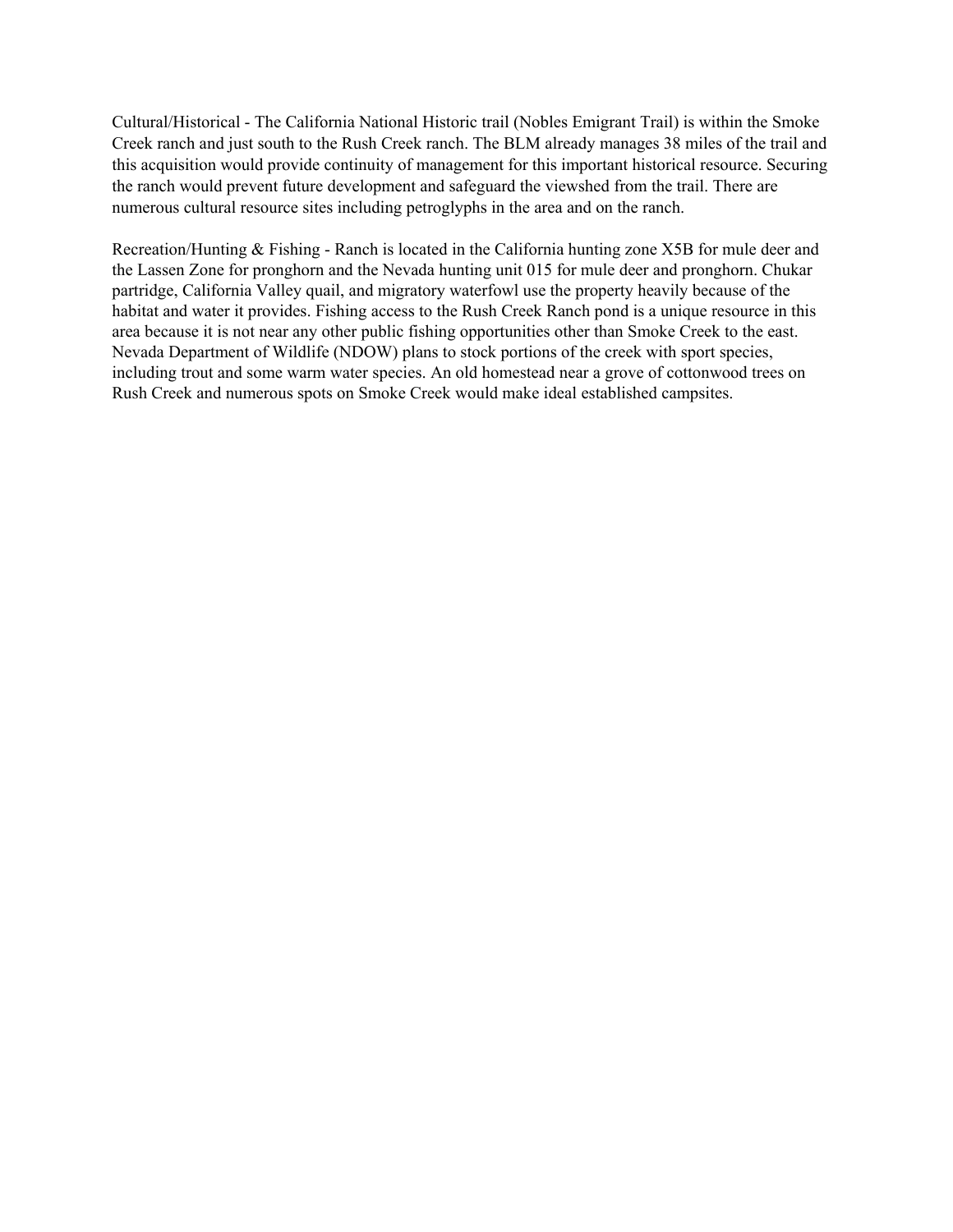Cultural/Historical - The California National Historic trail (Nobles Emigrant Trail) is within the Smoke Creek ranch and just south to the Rush Creek ranch. The BLM already manages 38 miles of the trail and this acquisition would provide continuity of management for this important historical resource. Securing the ranch would prevent future development and safeguard the viewshed from the trail. There are numerous cultural resource sites including petroglyphs in the area and on the ranch.

Recreation/Hunting & Fishing - Ranch is located in the California hunting zone X5B for mule deer and the Lassen Zone for pronghorn and the Nevada hunting unit 015 for mule deer and pronghorn. Chukar partridge, California Valley quail, and migratory waterfowl use the property heavily because of the habitat and water it provides. Fishing access to the Rush Creek Ranch pond is a unique resource in this area because it is not near any other public fishing opportunities other than Smoke Creek to the east. Nevada Department of Wildlife (NDOW) plans to stock portions of the creek with sport species, including trout and some warm water species. An old homestead near a grove of cottonwood trees on Rush Creek and numerous spots on Smoke Creek would make ideal established campsites.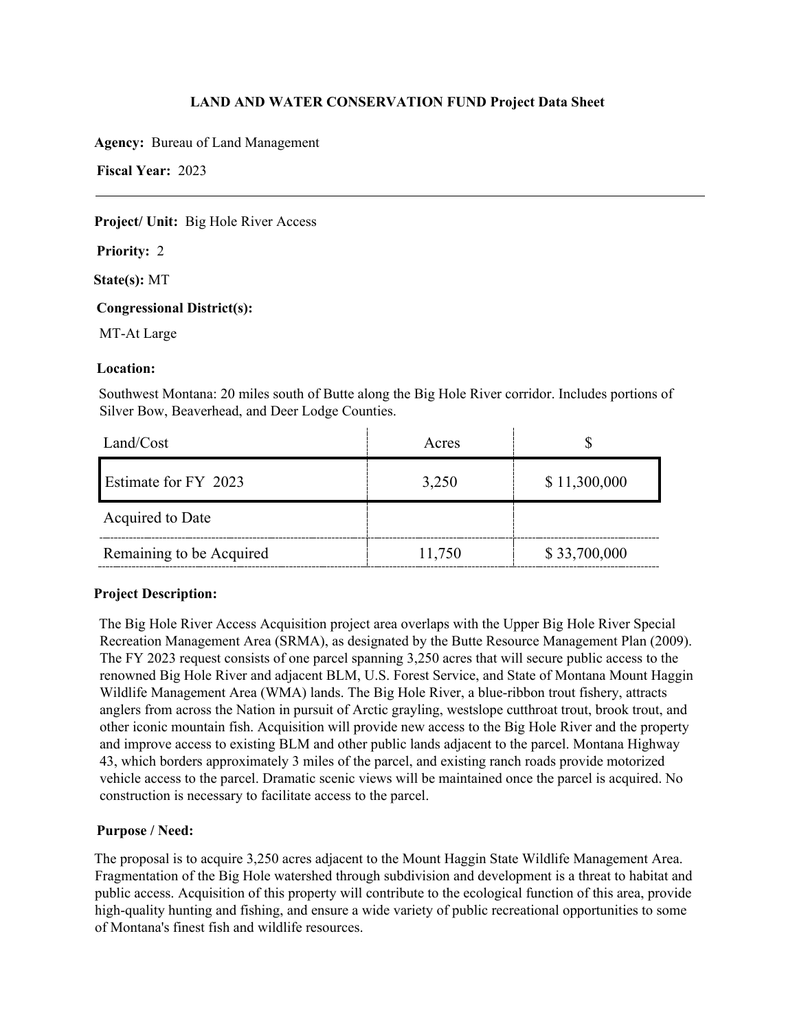**LAND AND WATER CONSERVATION FUND Project Data Sheet**

**Agency:** Bureau of Land Management

**Fiscal Year:** 2023

---

**Project/ Unit:** Big Hole River Access

**Priority:** 2

**State(s):** MT

**Congressional District(s):**

MT-At Large

**Location:**

Southwest Montana: 20 miles south of Butte along the Big Hole River corridor. Includes portions of Silver Bow, Beaverhead, and Deer Lodge Counties.

| Land/Cost | Acres | $ |
| --- | --- | --- |
| Estimate for FY 2023 | 3,250 | $ 11,300,000 |
| Acquired to Date | | |
| Remaining to be Acquired | 11,750 | $ 33,700,000 |

**Project Description:**

The Big Hole River Access Acquisition project area overlaps with the Upper Big Hole River Special Recreation Management Area (SRMA), as designated by the Butte Resource Management Plan (2009). The FY 2023 request consists of one parcel spanning 3,250 acres that will secure public access to the renowned Big Hole River and adjacent BLM, U.S. Forest Service, and State of Montana Mount Haggin Wildlife Management Area (WMA) lands. The Big Hole River, a blue-ribbon trout fishery, attracts anglers from across the Nation in pursuit of Arctic grayling, westslope cutthroat trout, brook trout, and other iconic mountain fish. Acquisition will provide new access to the Big Hole River and the property and improve access to existing BLM and other public lands adjacent to the parcel. Montana Highway 43, which borders approximately 3 miles of the parcel, and existing ranch roads provide motorized vehicle access to the parcel. Dramatic scenic views will be maintained once the parcel is acquired. No construction is necessary to facilitate access to the parcel.

**Purpose / Need:**

The proposal is to acquire 3,250 acres adjacent to the Mount Haggin State Wildlife Management Area. Fragmentation of the Big Hole watershed through subdivision and development is a threat to habitat and public access. Acquisition of this property will contribute to the ecological function of this area, provide high-quality hunting and fishing, and ensure a wide variety of public recreational opportunities to some of Montana's finest fish and wildlife resources.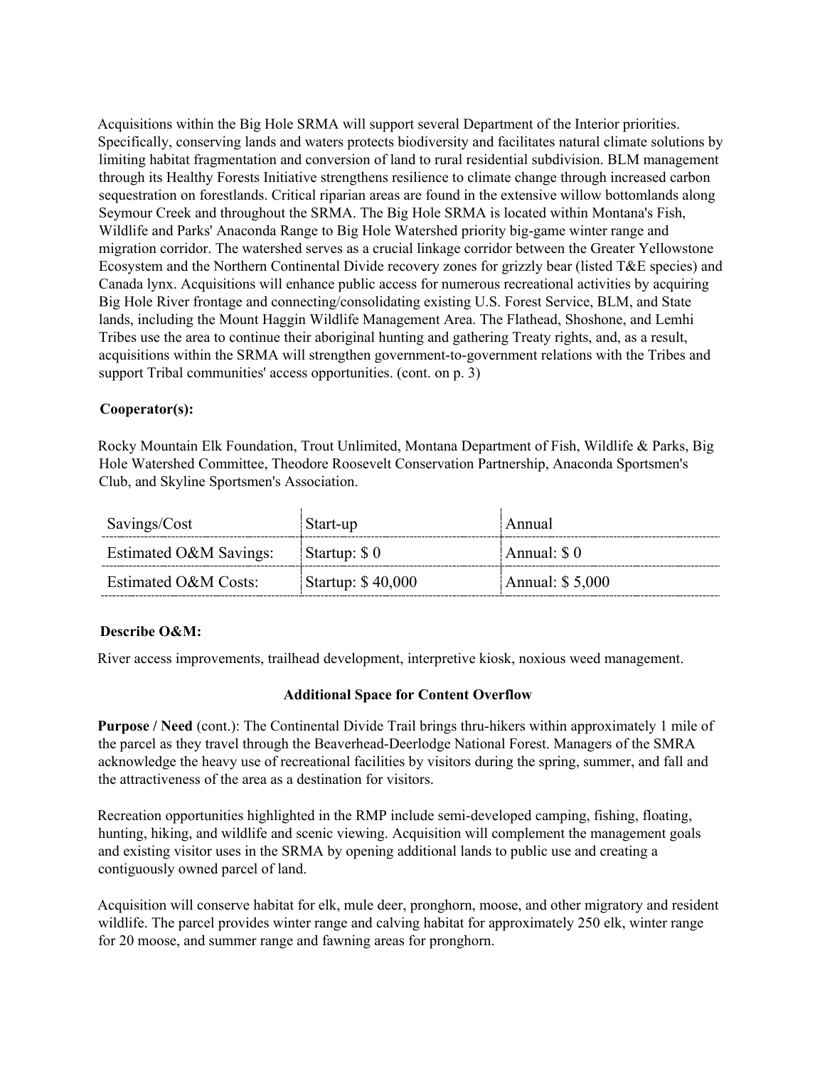Acquisitions within the Big Hole SRMA will support several Department of the Interior priorities. Specifically, conserving lands and waters protects biodiversity and facilitates natural climate solutions by limiting habitat fragmentation and conversion of land to rural residential subdivision. BLM management through its Healthy Forests Initiative strengthens resilience to climate change through increased carbon sequestration on forestlands. Critical riparian areas are found in the extensive willow bottomlands along Seymour Creek and throughout the SRMA. The Big Hole SRMA is located within Montana's Fish, Wildlife and Parks' Anaconda Range to Big Hole Watershed priority big-game winter range and migration corridor. The watershed serves as a crucial linkage corridor between the Greater Yellowstone Ecosystem and the Northern Continental Divide recovery zones for grizzly bear (listed T&E species) and Canada lynx. Acquisitions will enhance public access for numerous recreational activities by acquiring Big Hole River frontage and connecting/consolidating existing U.S. Forest Service, BLM, and State lands, including the Mount Haggin Wildlife Management Area. The Flathead, Shoshone, and Lemhi Tribes use the area to continue their aboriginal hunting and gathering Treaty rights, and, as a result, acquisitions within the SRMA will strengthen government-to-government relations with the Tribes and support Tribal communities' access opportunities. (cont. on p. 3)

**Cooperator(s):**

Rocky Mountain Elk Foundation, Trout Unlimited, Montana Department of Fish, Wildlife & Parks, Big Hole Watershed Committee, Theodore Roosevelt Conservation Partnership, Anaconda Sportsmen's Club, and Skyline Sportsmen's Association.

| Savings/Cost | Start-up | Annual |
|---|---|---|
| Estimated O&M Savings: | Startup: $ 0 | Annual: $ 0 |
| Estimated O&M Costs: | Startup: $ 40,000 | Annual: $ 5,000 |

**Describe O&M:**

River access improvements, trailhead development, interpretive kiosk, noxious weed management.

**Additional Space for Content Overflow**

**Purpose / Need** (cont.): The Continental Divide Trail brings thru-hikers within approximately 1 mile of the parcel as they travel through the Beaverhead-Deerlodge National Forest. Managers of the SMRA acknowledge the heavy use of recreational facilities by visitors during the spring, summer, and fall and the attractiveness of the area as a destination for visitors.

Recreation opportunities highlighted in the RMP include semi-developed camping, fishing, floating, hunting, hiking, and wildlife and scenic viewing. Acquisition will complement the management goals and existing visitor uses in the SRMA by opening additional lands to public use and creating a contiguously owned parcel of land.

Acquisition will conserve habitat for elk, mule deer, pronghorn, moose, and other migratory and resident wildlife. The parcel provides winter range and calving habitat for approximately 250 elk, winter range for 20 moose, and summer range and fawning areas for pronghorn.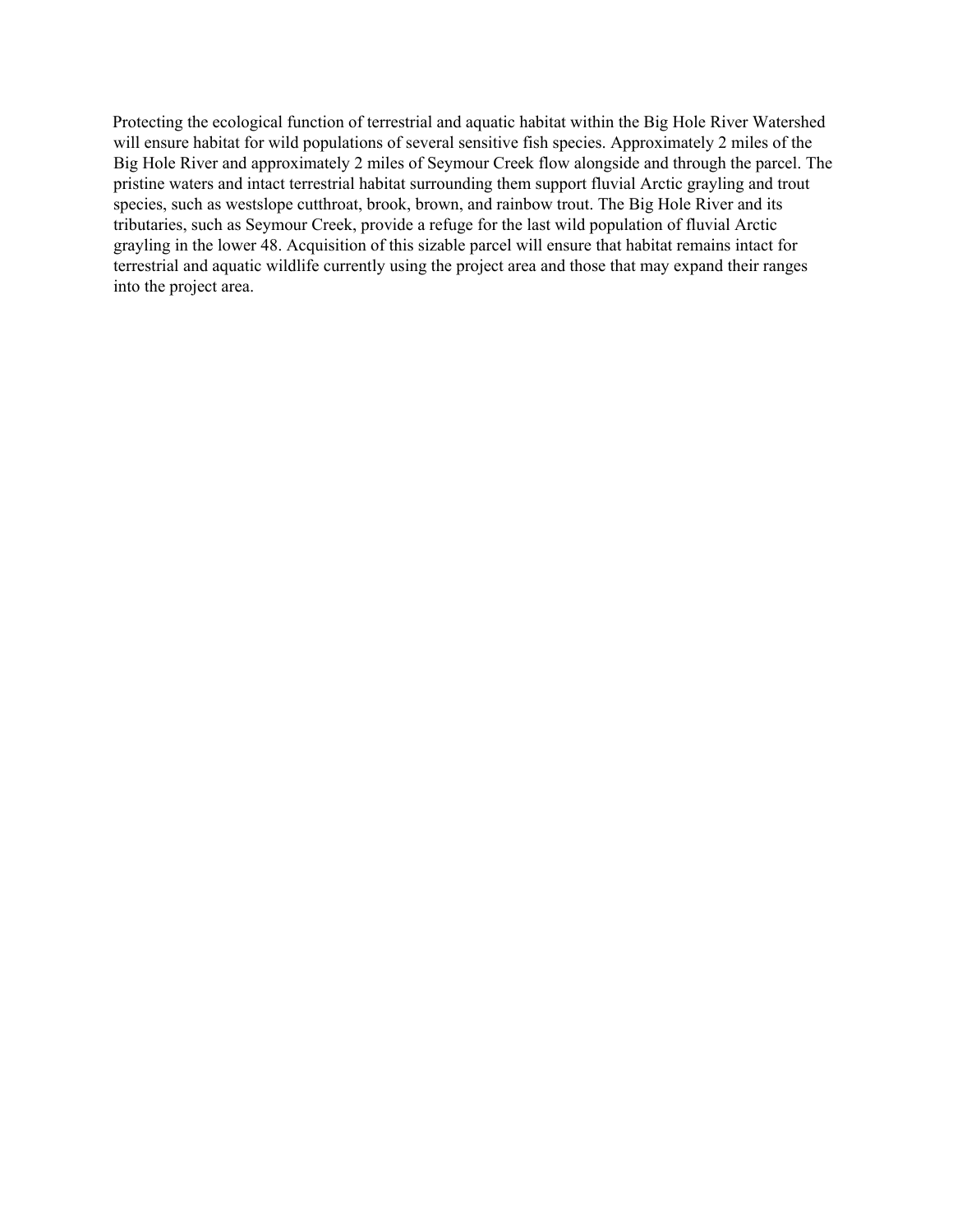Protecting the ecological function of terrestrial and aquatic habitat within the Big Hole River Watershed will ensure habitat for wild populations of several sensitive fish species. Approximately 2 miles of the Big Hole River and approximately 2 miles of Seymour Creek flow alongside and through the parcel. The pristine waters and intact terrestrial habitat surrounding them support fluvial Arctic grayling and trout species, such as westslope cutthroat, brook, brown, and rainbow trout. The Big Hole River and its tributaries, such as Seymour Creek, provide a refuge for the last wild population of fluvial Arctic grayling in the lower 48. Acquisition of this sizable parcel will ensure that habitat remains intact for terrestrial and aquatic wildlife currently using the project area and those that may expand their ranges into the project area.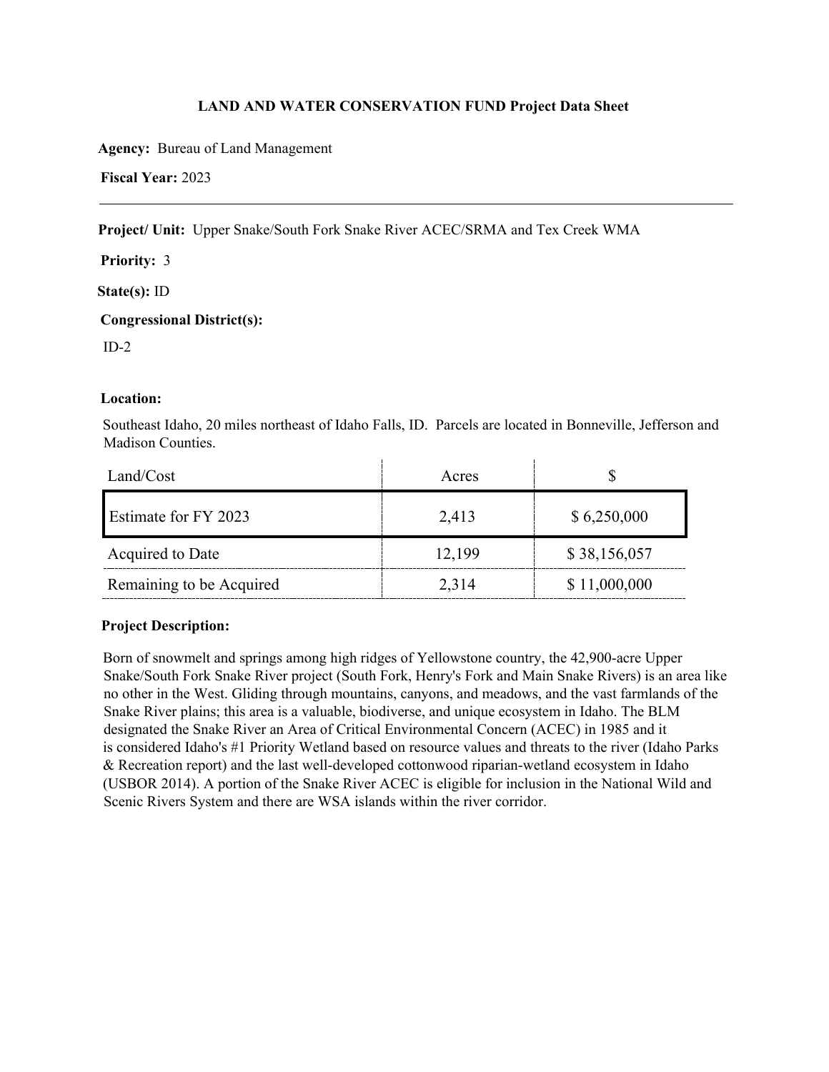**LAND AND WATER CONSERVATION FUND Project Data Sheet**

**Agency:** Bureau of Land Management

**Fiscal Year:** 2023

---

**Project/ Unit:** Upper Snake/South Fork Snake River ACEC/SRMA and Tex Creek WMA

**Priority:** 3

**State(s):** ID

**Congressional District(s):**

ID-2

**Location:**

Southeast Idaho, 20 miles northeast of Idaho Falls, ID. Parcels are located in Bonneville, Jefferson and Madison Counties.

| Land/Cost | Acres | $ |
|---|---|---|
| Estimate for FY 2023 | 2,413 | $ 6,250,000 |
| Acquired to Date | 12,199 | $ 38,156,057 |
| Remaining to be Acquired | 2,314 | $ 11,000,000 |

**Project Description:**

Born of snowmelt and springs among high ridges of Yellowstone country, the 42,900-acre Upper Snake/South Fork Snake River project (South Fork, Henry's Fork and Main Snake Rivers) is an area like no other in the West. Gliding through mountains, canyons, and meadows, and the vast farmlands of the Snake River plains; this area is a valuable, biodiverse, and unique ecosystem in Idaho. The BLM designated the Snake River an Area of Critical Environmental Concern (ACEC) in 1985 and it is considered Idaho's #1 Priority Wetland based on resource values and threats to the river (Idaho Parks & Recreation report) and the last well-developed cottonwood riparian-wetland ecosystem in Idaho (USBOR 2014). A portion of the Snake River ACEC is eligible for inclusion in the National Wild and Scenic Rivers System and there are WSA islands within the river corridor.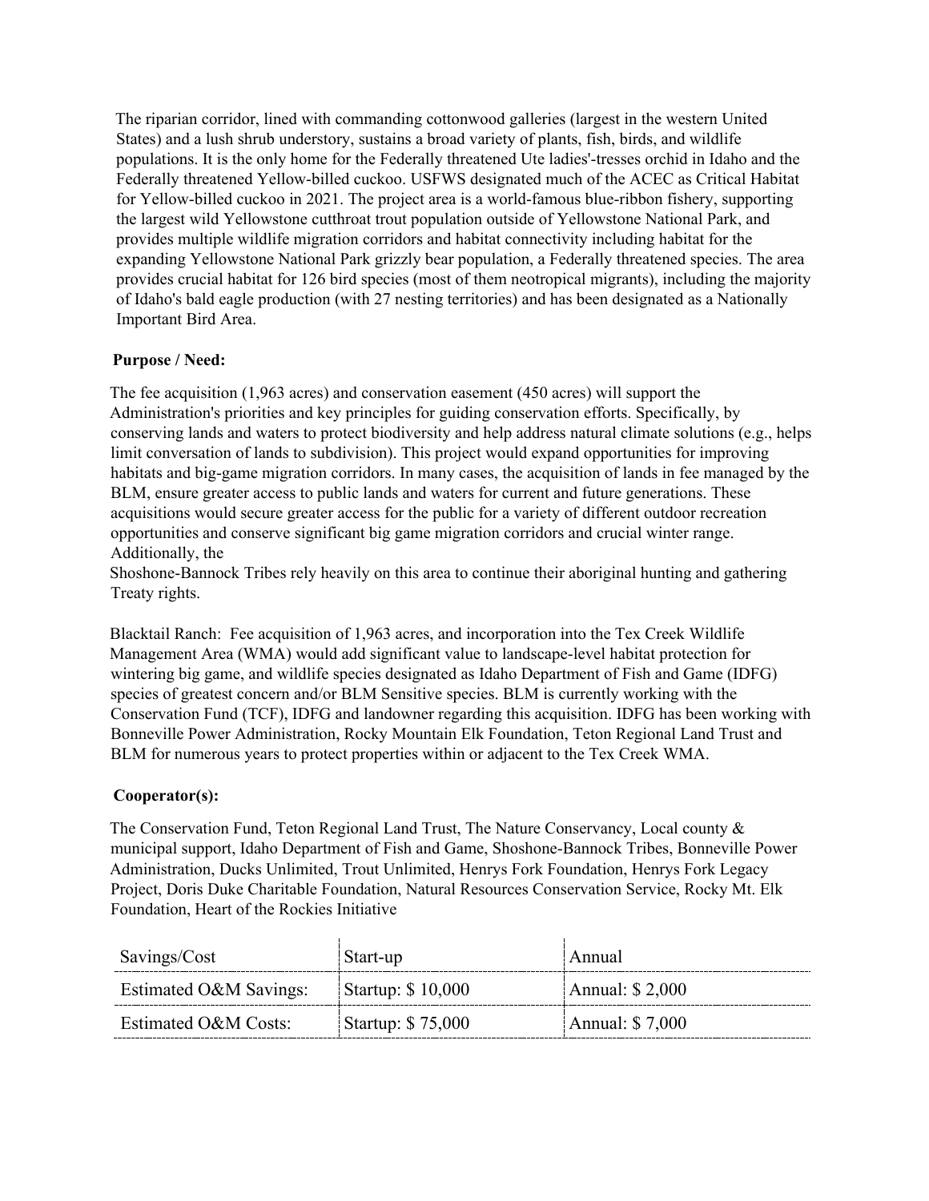The riparian corridor, lined with commanding cottonwood galleries (largest in the western United States) and a lush shrub understory, sustains a broad variety of plants, fish, birds, and wildlife populations. It is the only home for the Federally threatened Ute ladies'-tresses orchid in Idaho and the Federally threatened Yellow-billed cuckoo. USFWS designated much of the ACEC as Critical Habitat for Yellow-billed cuckoo in 2021. The project area is a world-famous blue-ribbon fishery, supporting the largest wild Yellowstone cutthroat trout population outside of Yellowstone National Park, and provides multiple wildlife migration corridors and habitat connectivity including habitat for the expanding Yellowstone National Park grizzly bear population, a Federally threatened species. The area provides crucial habitat for 126 bird species (most of them neotropical migrants), including the majority of Idaho's bald eagle production (with 27 nesting territories) and has been designated as a Nationally Important Bird Area.

**Purpose / Need:**

The fee acquisition (1,963 acres) and conservation easement (450 acres) will support the Administration's priorities and key principles for guiding conservation efforts. Specifically, by conserving lands and waters to protect biodiversity and help address natural climate solutions (e.g., helps limit conversation of lands to subdivision). This project would expand opportunities for improving habitats and big-game migration corridors. In many cases, the acquisition of lands in fee managed by the BLM, ensure greater access to public lands and waters for current and future generations. These acquisitions would secure greater access for the public for a variety of different outdoor recreation opportunities and conserve significant big game migration corridors and crucial winter range. Additionally, the
Shoshone-Bannock Tribes rely heavily on this area to continue their aboriginal hunting and gathering Treaty rights.

Blacktail Ranch: Fee acquisition of 1,963 acres, and incorporation into the Tex Creek Wildlife Management Area (WMA) would add significant value to landscape-level habitat protection for wintering big game, and wildlife species designated as Idaho Department of Fish and Game (IDFG) species of greatest concern and/or BLM Sensitive species. BLM is currently working with the Conservation Fund (TCF), IDFG and landowner regarding this acquisition. IDFG has been working with Bonneville Power Administration, Rocky Mountain Elk Foundation, Teton Regional Land Trust and BLM for numerous years to protect properties within or adjacent to the Tex Creek WMA.

**Cooperator(s):**

The Conservation Fund, Teton Regional Land Trust, The Nature Conservancy, Local county & municipal support, Idaho Department of Fish and Game, Shoshone-Bannock Tribes, Bonneville Power Administration, Ducks Unlimited, Trout Unlimited, Henrys Fork Foundation, Henrys Fork Legacy Project, Doris Duke Charitable Foundation, Natural Resources Conservation Service, Rocky Mt. Elk Foundation, Heart of the Rockies Initiative

| Savings/Cost | Start-up | Annual |
|---|---|---|
| Estimated O&M Savings: | Startup: $ 10,000 | Annual: $ 2,000 |
| Estimated O&M Costs: | Startup: $ 75,000 | Annual: $ 7,000 |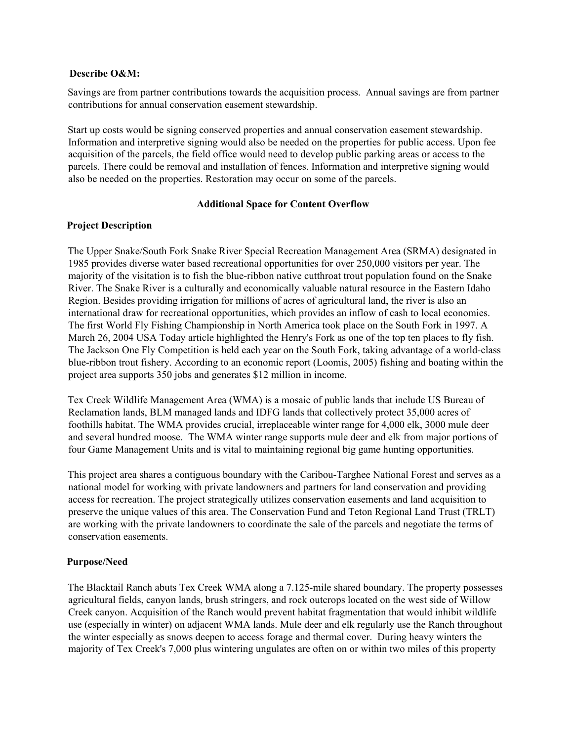**Describe O&M:**

Savings are from partner contributions towards the acquisition process. Annual savings are from partner contributions for annual conservation easement stewardship.

Start up costs would be signing conserved properties and annual conservation easement stewardship. Information and interpretive signing would also be needed on the properties for public access. Upon fee acquisition of the parcels, the field office would need to develop public parking areas or access to the parcels. There could be removal and installation of fences. Information and interpretive signing would also be needed on the properties. Restoration may occur on some of the parcels.

## Additional Space for Content Overflow

**Project Description**

The Upper Snake/South Fork Snake River Special Recreation Management Area (SRMA) designated in 1985 provides diverse water based recreational opportunities for over 250,000 visitors per year. The majority of the visitation is to fish the blue-ribbon native cutthroat trout population found on the Snake River. The Snake River is a culturally and economically valuable natural resource in the Eastern Idaho Region. Besides providing irrigation for millions of acres of agricultural land, the river is also an international draw for recreational opportunities, which provides an inflow of cash to local economies. The first World Fly Fishing Championship in North America took place on the South Fork in 1997. A March 26, 2004 USA Today article highlighted the Henry's Fork as one of the top ten places to fly fish. The Jackson One Fly Competition is held each year on the South Fork, taking advantage of a world-class blue-ribbon trout fishery. According to an economic report (Loomis, 2005) fishing and boating within the project area supports 350 jobs and generates $12 million in income.

Tex Creek Wildlife Management Area (WMA) is a mosaic of public lands that include US Bureau of Reclamation lands, BLM managed lands and IDFG lands that collectively protect 35,000 acres of foothills habitat. The WMA provides crucial, irreplaceable winter range for 4,000 elk, 3000 mule deer and several hundred moose. The WMA winter range supports mule deer and elk from major portions of four Game Management Units and is vital to maintaining regional big game hunting opportunities.

This project area shares a contiguous boundary with the Caribou-Targhee National Forest and serves as a national model for working with private landowners and partners for land conservation and providing access for recreation. The project strategically utilizes conservation easements and land acquisition to preserve the unique values of this area. The Conservation Fund and Teton Regional Land Trust (TRLT) are working with the private landowners to coordinate the sale of the parcels and negotiate the terms of conservation easements.

**Purpose/Need**

The Blacktail Ranch abuts Tex Creek WMA along a 7.125-mile shared boundary. The property possesses agricultural fields, canyon lands, brush stringers, and rock outcrops located on the west side of Willow Creek canyon. Acquisition of the Ranch would prevent habitat fragmentation that would inhibit wildlife use (especially in winter) on adjacent WMA lands. Mule deer and elk regularly use the Ranch throughout the winter especially as snows deepen to access forage and thermal cover. During heavy winters the majority of Tex Creek's 7,000 plus wintering ungulates are often on or within two miles of this property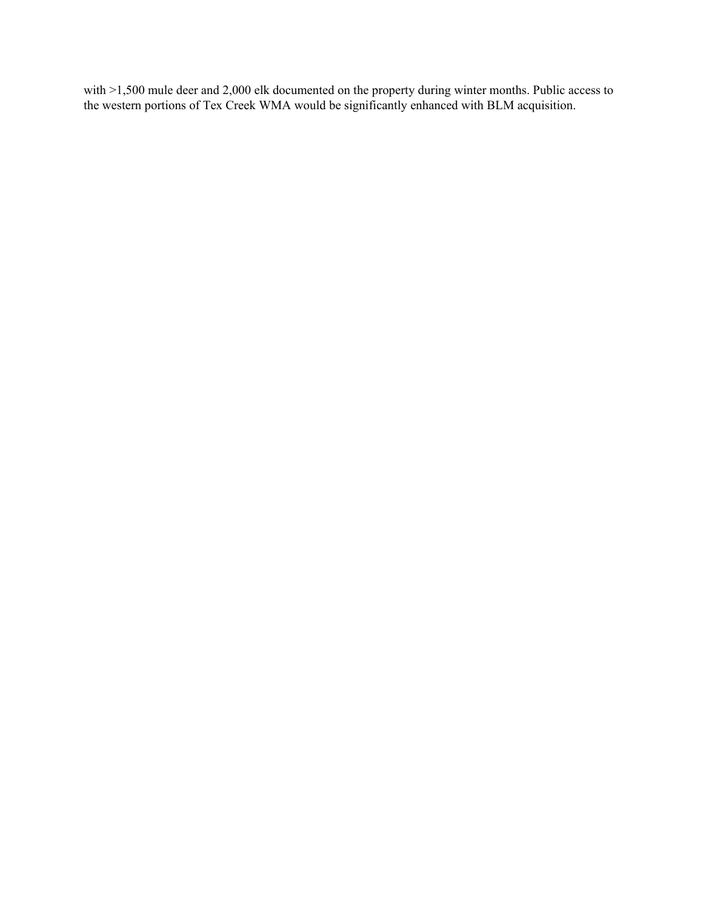with >1,500 mule deer and 2,000 elk documented on the property during winter months. Public access to the western portions of Tex Creek WMA would be significantly enhanced with BLM acquisition.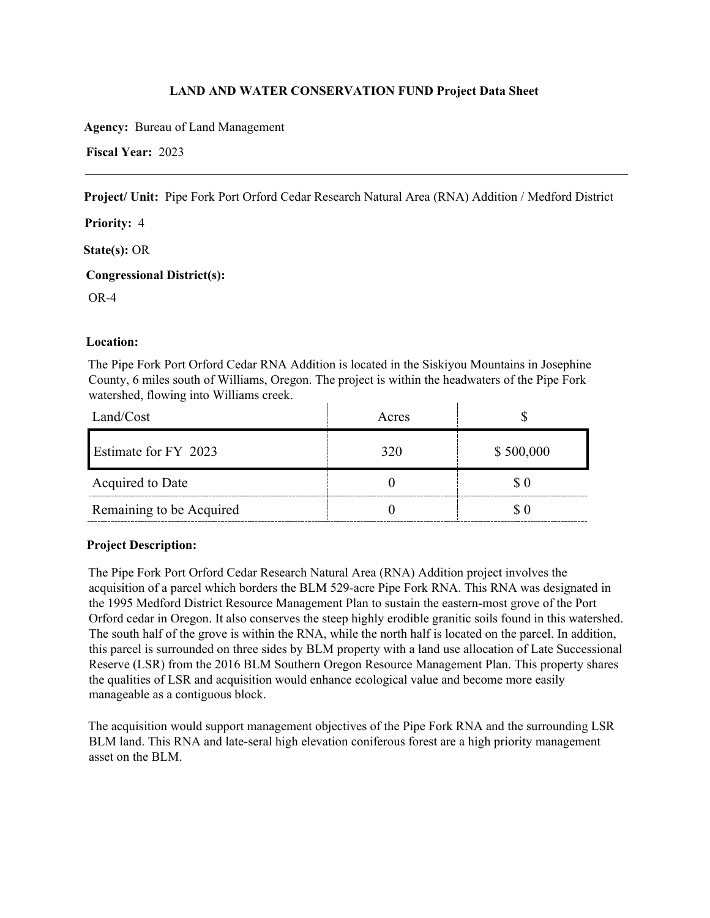**LAND AND WATER CONSERVATION FUND Project Data Sheet**

**Agency:** Bureau of Land Management

**Fiscal Year:** 2023

---

**Project/ Unit:** Pipe Fork Port Orford Cedar Research Natural Area (RNA) Addition / Medford District

**Priority:** 4

**State(s):** OR

**Congressional District(s):**

OR-4

**Location:**

The Pipe Fork Port Orford Cedar RNA Addition is located in the Siskiyou Mountains in Josephine County, 6 miles south of Williams, Oregon. The project is within the headwaters of the Pipe Fork watershed, flowing into Williams creek.

| Land/Cost | Acres | $ |
|---|---|---|
| Estimate for FY 2023 | 320 | $ 500,000 |
| Acquired to Date | 0 | $ 0 |
| Remaining to be Acquired | 0 | $ 0 |

**Project Description:**

The Pipe Fork Port Orford Cedar Research Natural Area (RNA) Addition project involves the acquisition of a parcel which borders the BLM 529-acre Pipe Fork RNA. This RNA was designated in the 1995 Medford District Resource Management Plan to sustain the eastern-most grove of the Port Orford cedar in Oregon. It also conserves the steep highly erodible granitic soils found in this watershed. The south half of the grove is within the RNA, while the north half is located on the parcel. In addition, this parcel is surrounded on three sides by BLM property with a land use allocation of Late Successional Reserve (LSR) from the 2016 BLM Southern Oregon Resource Management Plan. This property shares the qualities of LSR and acquisition would enhance ecological value and become more easily manageable as a contiguous block.

The acquisition would support management objectives of the Pipe Fork RNA and the surrounding LSR BLM land. This RNA and late-seral high elevation coniferous forest are a high priority management asset on the BLM.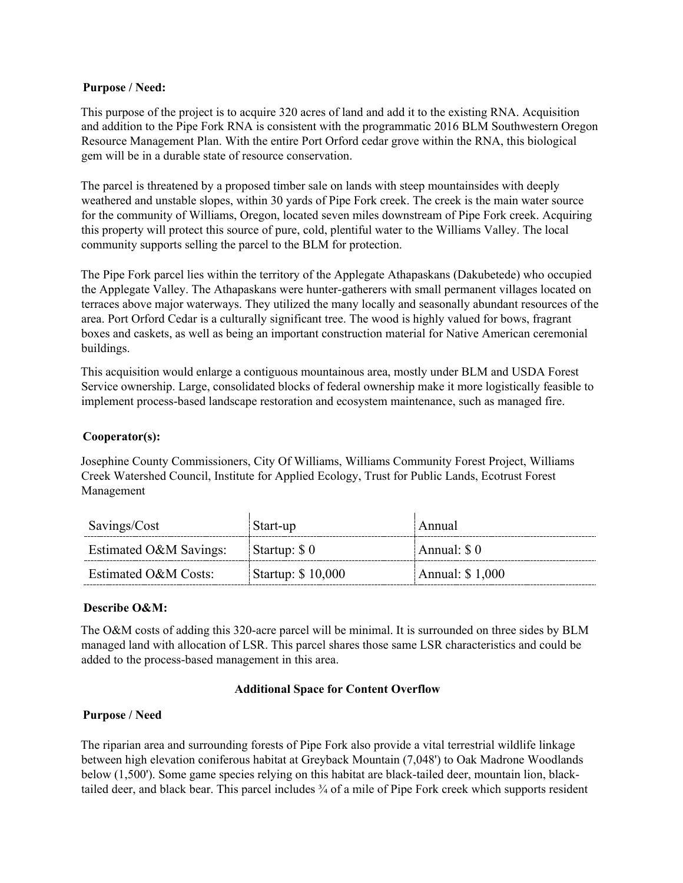**Purpose / Need:**

This purpose of the project is to acquire 320 acres of land and add it to the existing RNA. Acquisition and addition to the Pipe Fork RNA is consistent with the programmatic 2016 BLM Southwestern Oregon Resource Management Plan. With the entire Port Orford cedar grove within the RNA, this biological gem will be in a durable state of resource conservation.

The parcel is threatened by a proposed timber sale on lands with steep mountainsides with deeply weathered and unstable slopes, within 30 yards of Pipe Fork creek. The creek is the main water source for the community of Williams, Oregon, located seven miles downstream of Pipe Fork creek. Acquiring this property will protect this source of pure, cold, plentiful water to the Williams Valley. The local community supports selling the parcel to the BLM for protection.

The Pipe Fork parcel lies within the territory of the Applegate Athapaskans (Dakubetede) who occupied the Applegate Valley. The Athapaskans were hunter-gatherers with small permanent villages located on terraces above major waterways. They utilized the many locally and seasonally abundant resources of the area. Port Orford Cedar is a culturally significant tree. The wood is highly valued for bows, fragrant boxes and caskets, as well as being an important construction material for Native American ceremonial buildings.

This acquisition would enlarge a contiguous mountainous area, mostly under BLM and USDA Forest Service ownership. Large, consolidated blocks of federal ownership make it more logistically feasible to implement process-based landscape restoration and ecosystem maintenance, such as managed fire.

**Cooperator(s):**

Josephine County Commissioners, City Of Williams, Williams Community Forest Project, Williams Creek Watershed Council, Institute for Applied Ecology, Trust for Public Lands, Ecotrust Forest Management

| Savings/Cost | Start-up | Annual |
|---|---|---|
| Estimated O&M Savings: | Startup: $ 0 | Annual: $ 0 |
| Estimated O&M Costs: | Startup: $ 10,000 | Annual: $ 1,000 |

**Describe O&M:**

The O&M costs of adding this 320-acre parcel will be minimal. It is surrounded on three sides by BLM managed land with allocation of LSR. This parcel shares those same LSR characteristics and could be added to the process-based management in this area.

**Additional Space for Content Overflow**

**Purpose / Need**

The riparian area and surrounding forests of Pipe Fork also provide a vital terrestrial wildlife linkage between high elevation coniferous habitat at Greyback Mountain (7,048') to Oak Madrone Woodlands below (1,500'). Some game species relying on this habitat are black-tailed deer, mountain lion, black-tailed deer, and black bear. This parcel includes ¾ of a mile of Pipe Fork creek which supports resident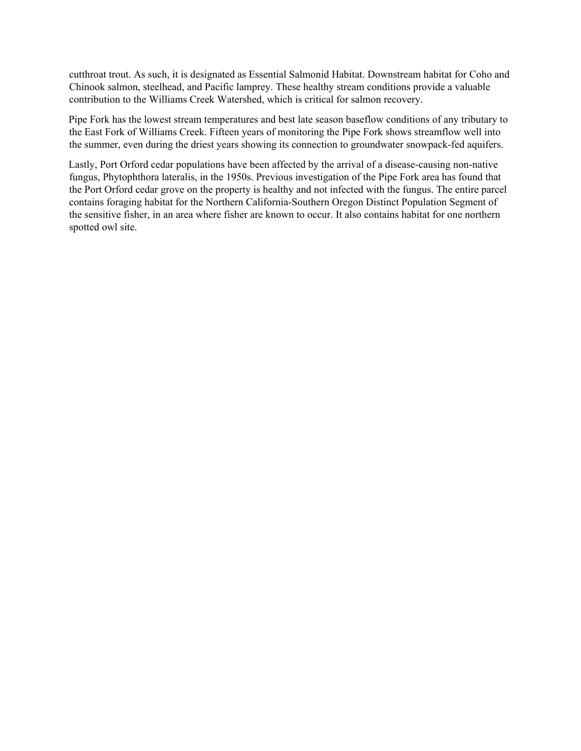cutthroat trout. As such, it is designated as Essential Salmonid Habitat. Downstream habitat for Coho and Chinook salmon, steelhead, and Pacific lamprey. These healthy stream conditions provide a valuable contribution to the Williams Creek Watershed, which is critical for salmon recovery.

Pipe Fork has the lowest stream temperatures and best late season baseflow conditions of any tributary to the East Fork of Williams Creek. Fifteen years of monitoring the Pipe Fork shows streamflow well into the summer, even during the driest years showing its connection to groundwater snowpack-fed aquifers.

Lastly, Port Orford cedar populations have been affected by the arrival of a disease-causing non-native fungus, Phytophthora lateralis, in the 1950s. Previous investigation of the Pipe Fork area has found that the Port Orford cedar grove on the property is healthy and not infected with the fungus. The entire parcel contains foraging habitat for the Northern California-Southern Oregon Distinct Population Segment of the sensitive fisher, in an area where fisher are known to occur. It also contains habitat for one northern spotted owl site.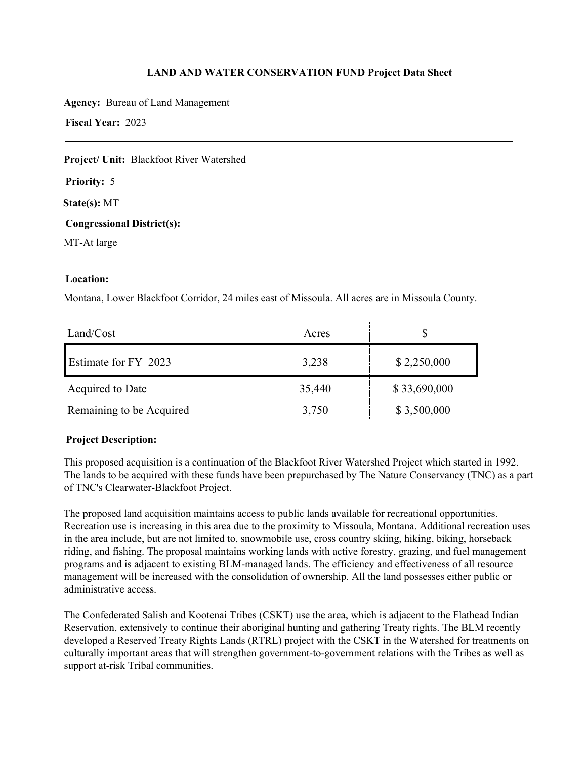**LAND AND WATER CONSERVATION FUND Project Data Sheet**

**Agency:** Bureau of Land Management

**Fiscal Year:** 2023

---

**Project/ Unit:** Blackfoot River Watershed

**Priority:** 5

**State(s):** MT

**Congressional District(s):**

MT-At large

**Location:**

Montana, Lower Blackfoot Corridor, 24 miles east of Missoula. All acres are in Missoula County.

| Land/Cost | Acres | $ |
|---|---|---|
| Estimate for FY 2023 | 3,238 | $ 2,250,000 |
| Acquired to Date | 35,440 | $ 33,690,000 |
| Remaining to be Acquired | 3,750 | $ 3,500,000 |

**Project Description:**

This proposed acquisition is a continuation of the Blackfoot River Watershed Project which started in 1992. The lands to be acquired with these funds have been prepurchased by The Nature Conservancy (TNC) as a part of TNC's Clearwater-Blackfoot Project.

The proposed land acquisition maintains access to public lands available for recreational opportunities. Recreation use is increasing in this area due to the proximity to Missoula, Montana. Additional recreation uses in the area include, but are not limited to, snowmobile use, cross country skiing, hiking, biking, horseback riding, and fishing. The proposal maintains working lands with active forestry, grazing, and fuel management programs and is adjacent to existing BLM-managed lands. The efficiency and effectiveness of all resource management will be increased with the consolidation of ownership. All the land possesses either public or administrative access.

The Confederated Salish and Kootenai Tribes (CSKT) use the area, which is adjacent to the Flathead Indian Reservation, extensively to continue their aboriginal hunting and gathering Treaty rights. The BLM recently developed a Reserved Treaty Rights Lands (RTRL) project with the CSKT in the Watershed for treatments on culturally important areas that will strengthen government-to-government relations with the Tribes as well as support at-risk Tribal communities.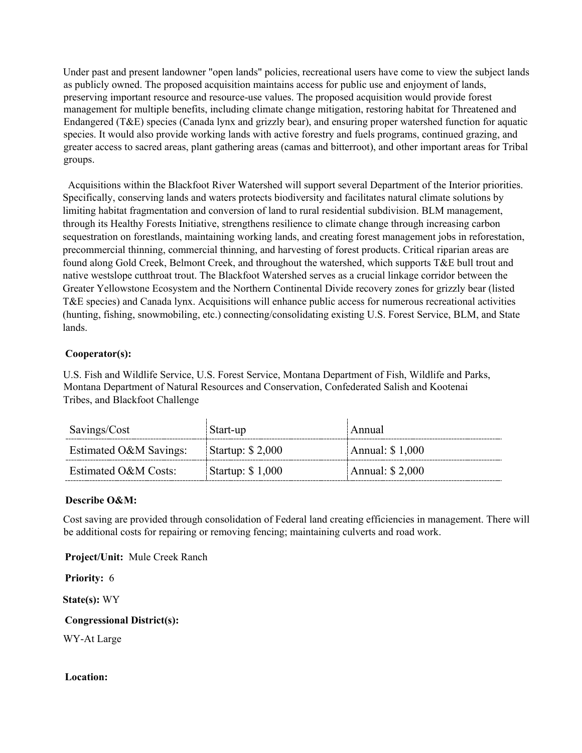Under past and present landowner "open lands" policies, recreational users have come to view the subject lands as publicly owned. The proposed acquisition maintains access for public use and enjoyment of lands, preserving important resource and resource-use values. The proposed acquisition would provide forest management for multiple benefits, including climate change mitigation, restoring habitat for Threatened and Endangered (T&E) species (Canada lynx and grizzly bear), and ensuring proper watershed function for aquatic species. It would also provide working lands with active forestry and fuels programs, continued grazing, and greater access to sacred areas, plant gathering areas (camas and bitterroot), and other important areas for Tribal groups.

Acquisitions within the Blackfoot River Watershed will support several Department of the Interior priorities. Specifically, conserving lands and waters protects biodiversity and facilitates natural climate solutions by limiting habitat fragmentation and conversion of land to rural residential subdivision. BLM management, through its Healthy Forests Initiative, strengthens resilience to climate change through increasing carbon sequestration on forestlands, maintaining working lands, and creating forest management jobs in reforestation, precommercial thinning, commercial thinning, and harvesting of forest products. Critical riparian areas are found along Gold Creek, Belmont Creek, and throughout the watershed, which supports T&E bull trout and native westslope cutthroat trout. The Blackfoot Watershed serves as a crucial linkage corridor between the Greater Yellowstone Ecosystem and the Northern Continental Divide recovery zones for grizzly bear (listed T&E species) and Canada lynx. Acquisitions will enhance public access for numerous recreational activities (hunting, fishing, snowmobiling, etc.) connecting/consolidating existing U.S. Forest Service, BLM, and State lands.

**Cooperator(s):**

U.S. Fish and Wildlife Service, U.S. Forest Service, Montana Department of Fish, Wildlife and Parks, Montana Department of Natural Resources and Conservation, Confederated Salish and Kootenai Tribes, and Blackfoot Challenge

| Savings/Cost | Start-up | Annual |
|---|---|---|
| Estimated O&M Savings: | Startup: $ 2,000 | Annual: $ 1,000 |
| Estimated O&M Costs: | Startup: $ 1,000 | Annual: $ 2,000 |

**Describe O&M:**

Cost saving are provided through consolidation of Federal land creating efficiencies in management. There will be additional costs for repairing or removing fencing; maintaining culverts and road work.

**Project/Unit:** Mule Creek Ranch

**Priority:** 6

**State(s):** WY

**Congressional District(s):**

WY-At Large

**Location:**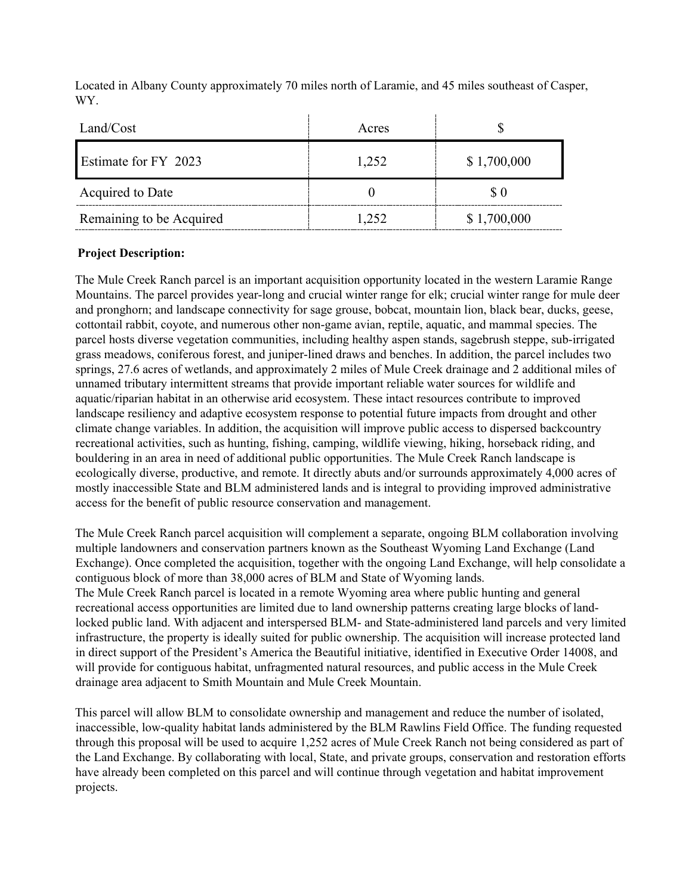Located in Albany County approximately 70 miles north of Laramie, and 45 miles southeast of Casper, WY.

| Land/Cost | Acres | $ |
|---|---|---|
| Estimate for FY 2023 | 1,252 | $ 1,700,000 |
| Acquired to Date | 0 | $ 0 |
| Remaining to be Acquired | 1,252 | $ 1,700,000 |

**Project Description:**

The Mule Creek Ranch parcel is an important acquisition opportunity located in the western Laramie Range Mountains. The parcel provides year-long and crucial winter range for elk; crucial winter range for mule deer and pronghorn; and landscape connectivity for sage grouse, bobcat, mountain lion, black bear, ducks, geese, cottontail rabbit, coyote, and numerous other non-game avian, reptile, aquatic, and mammal species. The parcel hosts diverse vegetation communities, including healthy aspen stands, sagebrush steppe, sub-irrigated grass meadows, coniferous forest, and juniper-lined draws and benches. In addition, the parcel includes two springs, 27.6 acres of wetlands, and approximately 2 miles of Mule Creek drainage and 2 additional miles of unnamed tributary intermittent streams that provide important reliable water sources for wildlife and aquatic/riparian habitat in an otherwise arid ecosystem. These intact resources contribute to improved landscape resiliency and adaptive ecosystem response to potential future impacts from drought and other climate change variables. In addition, the acquisition will improve public access to dispersed backcountry recreational activities, such as hunting, fishing, camping, wildlife viewing, hiking, horseback riding, and bouldering in an area in need of additional public opportunities. The Mule Creek Ranch landscape is ecologically diverse, productive, and remote. It directly abuts and/or surrounds approximately 4,000 acres of mostly inaccessible State and BLM administered lands and is integral to providing improved administrative access for the benefit of public resource conservation and management.

The Mule Creek Ranch parcel acquisition will complement a separate, ongoing BLM collaboration involving multiple landowners and conservation partners known as the Southeast Wyoming Land Exchange (Land Exchange). Once completed the acquisition, together with the ongoing Land Exchange, will help consolidate a contiguous block of more than 38,000 acres of BLM and State of Wyoming lands.

The Mule Creek Ranch parcel is located in a remote Wyoming area where public hunting and general recreational access opportunities are limited due to land ownership patterns creating large blocks of land-locked public land. With adjacent and interspersed BLM- and State-administered land parcels and very limited infrastructure, the property is ideally suited for public ownership. The acquisition will increase protected land in direct support of the President's America the Beautiful initiative, identified in Executive Order 14008, and will provide for contiguous habitat, unfragmented natural resources, and public access in the Mule Creek drainage area adjacent to Smith Mountain and Mule Creek Mountain.

This parcel will allow BLM to consolidate ownership and management and reduce the number of isolated, inaccessible, low-quality habitat lands administered by the BLM Rawlins Field Office. The funding requested through this proposal will be used to acquire 1,252 acres of Mule Creek Ranch not being considered as part of the Land Exchange. By collaborating with local, State, and private groups, conservation and restoration efforts have already been completed on this parcel and will continue through vegetation and habitat improvement projects.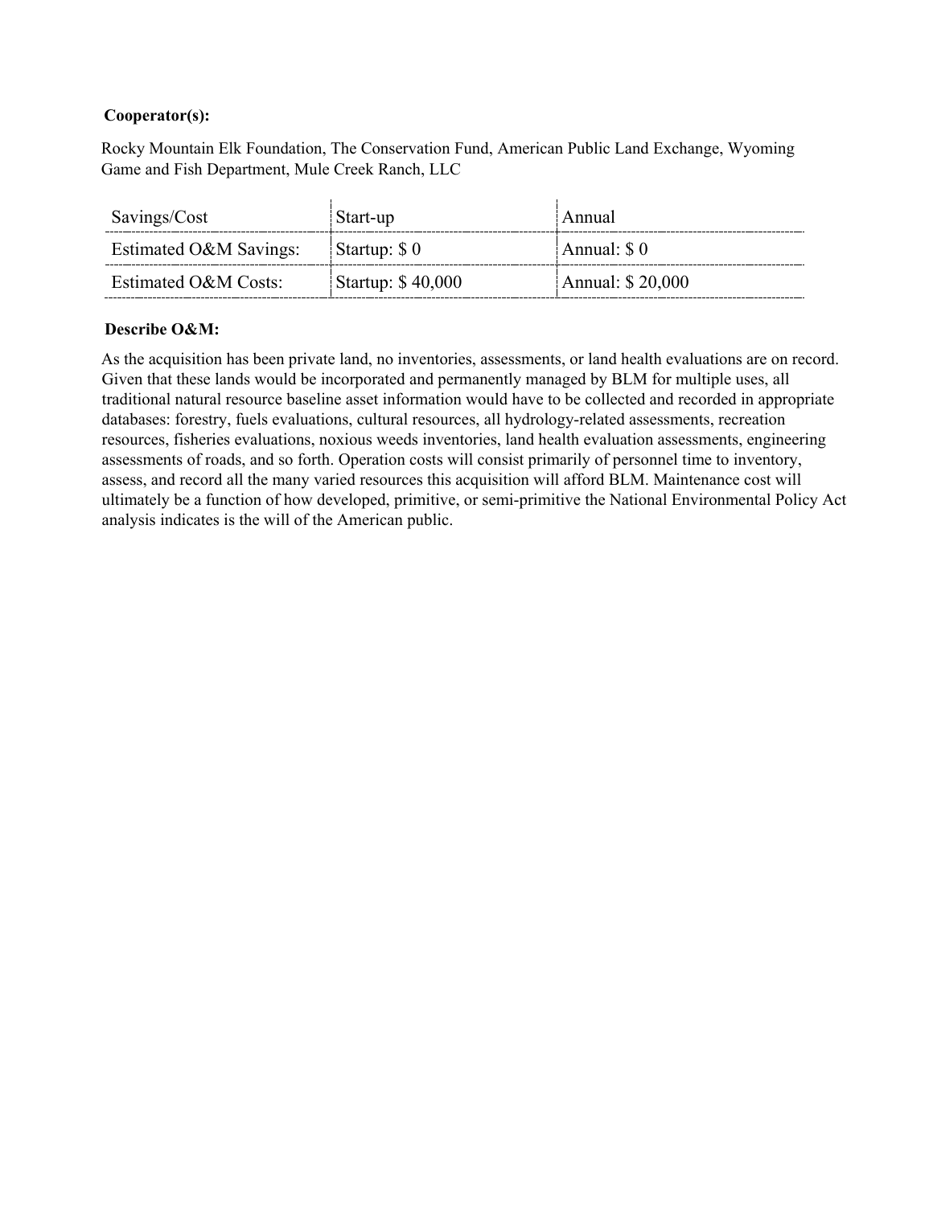**Cooperator(s):**

Rocky Mountain Elk Foundation, The Conservation Fund, American Public Land Exchange, Wyoming Game and Fish Department, Mule Creek Ranch, LLC

| Savings/Cost | Start-up | Annual |
|---|---|---|
| Estimated O&M Savings: | Startup: $ 0 | Annual: $ 0 |
| Estimated O&M Costs: | Startup: $ 40,000 | Annual: $ 20,000 |

**Describe O&M:**

As the acquisition has been private land, no inventories, assessments, or land health evaluations are on record. Given that these lands would be incorporated and permanently managed by BLM for multiple uses, all traditional natural resource baseline asset information would have to be collected and recorded in appropriate databases: forestry, fuels evaluations, cultural resources, all hydrology-related assessments, recreation resources, fisheries evaluations, noxious weeds inventories, land health evaluation assessments, engineering assessments of roads, and so forth. Operation costs will consist primarily of personnel time to inventory, assess, and record all the many varied resources this acquisition will afford BLM. Maintenance cost will ultimately be a function of how developed, primitive, or semi-primitive the National Environmental Policy Act analysis indicates is the will of the American public.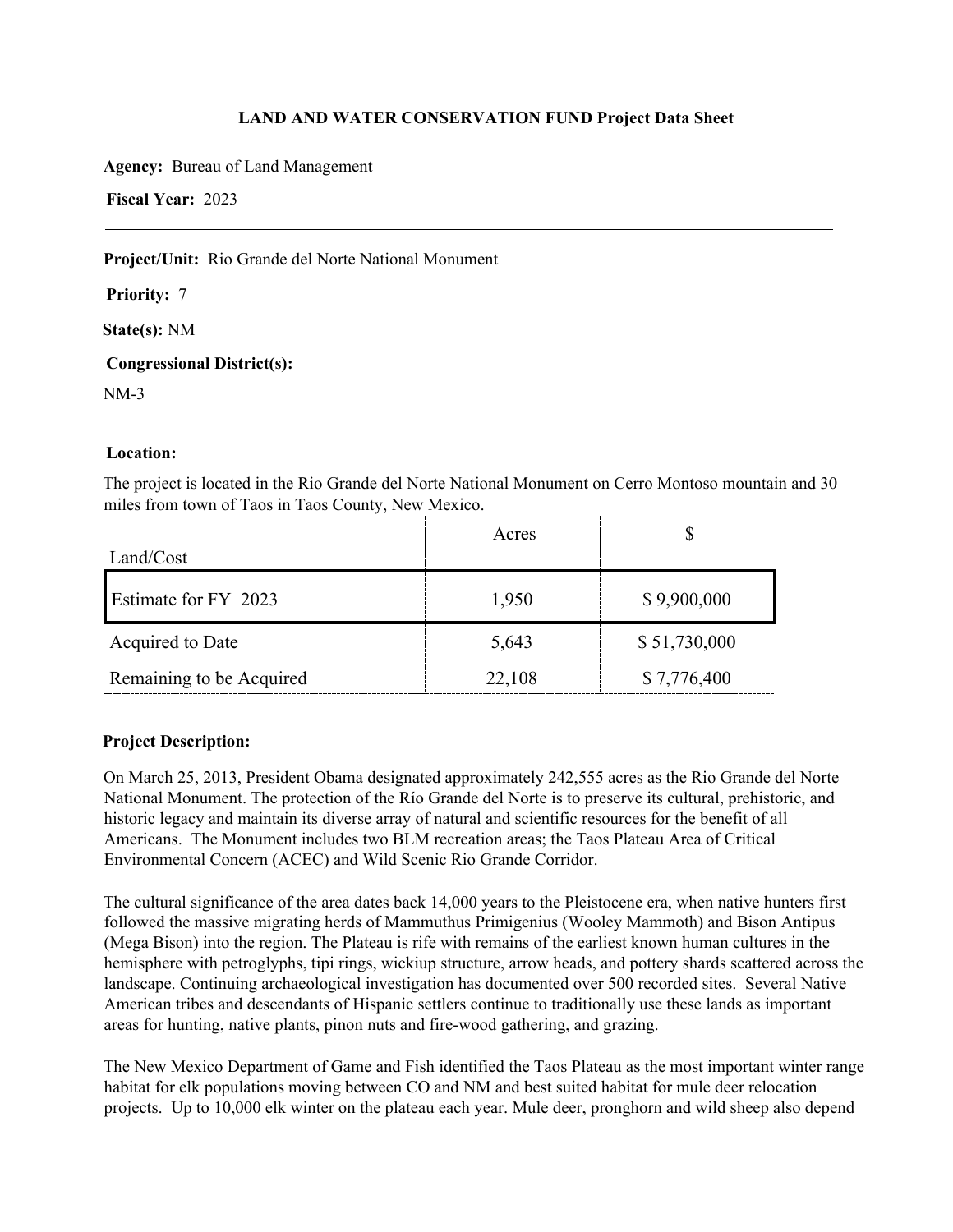**LAND AND WATER CONSERVATION FUND Project Data Sheet**

**Agency:** Bureau of Land Management

**Fiscal Year:** 2023

---

**Project/Unit:** Rio Grande del Norte National Monument

**Priority:** 7

**State(s):** NM

**Congressional District(s):**

NM-3

**Location:**

The project is located in the Rio Grande del Norte National Monument on Cerro Montoso mountain and 30 miles from town of Taos in Taos County, New Mexico.

| Land/Cost | Acres | $ |
|---|---|---|
| Estimate for FY 2023 | 1,950 | $ 9,900,000 |
| Acquired to Date | 5,643 | $ 51,730,000 |
| Remaining to be Acquired | 22,108 | $ 7,776,400 |

**Project Description:**

On March 25, 2013, President Obama designated approximately 242,555 acres as the Rio Grande del Norte National Monument. The protection of the Río Grande del Norte is to preserve its cultural, prehistoric, and historic legacy and maintain its diverse array of natural and scientific resources for the benefit of all Americans. The Monument includes two BLM recreation areas; the Taos Plateau Area of Critical Environmental Concern (ACEC) and Wild Scenic Rio Grande Corridor.

The cultural significance of the area dates back 14,000 years to the Pleistocene era, when native hunters first followed the massive migrating herds of Mammuthus Primigenius (Wooley Mammoth) and Bison Antipus (Mega Bison) into the region. The Plateau is rife with remains of the earliest known human cultures in the hemisphere with petroglyphs, tipi rings, wickiup structure, arrow heads, and pottery shards scattered across the landscape. Continuing archaeological investigation has documented over 500 recorded sites. Several Native American tribes and descendants of Hispanic settlers continue to traditionally use these lands as important areas for hunting, native plants, pinon nuts and fire-wood gathering, and grazing.

The New Mexico Department of Game and Fish identified the Taos Plateau as the most important winter range habitat for elk populations moving between CO and NM and best suited habitat for mule deer relocation projects. Up to 10,000 elk winter on the plateau each year. Mule deer, pronghorn and wild sheep also depend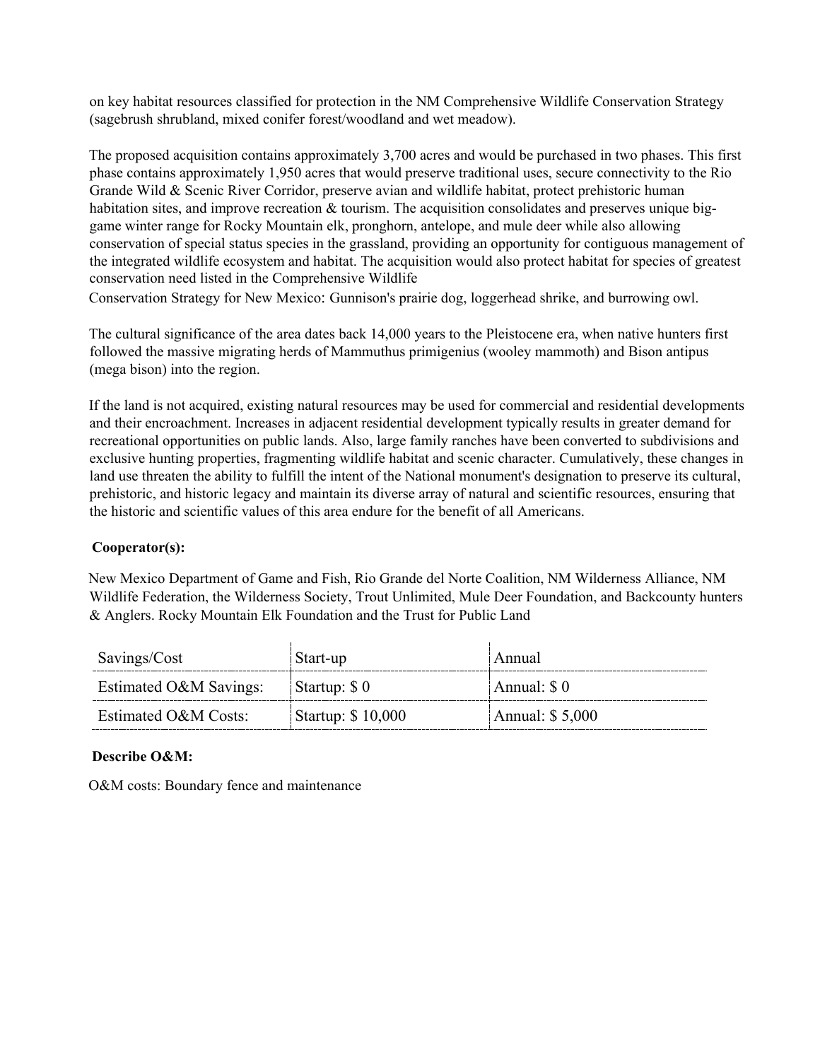on key habitat resources classified for protection in the NM Comprehensive Wildlife Conservation Strategy (sagebrush shrubland, mixed conifer forest/woodland and wet meadow).

The proposed acquisition contains approximately 3,700 acres and would be purchased in two phases. This first phase contains approximately 1,950 acres that would preserve traditional uses, secure connectivity to the Rio Grande Wild & Scenic River Corridor, preserve avian and wildlife habitat, protect prehistoric human habitation sites, and improve recreation & tourism. The acquisition consolidates and preserves unique big-game winter range for Rocky Mountain elk, pronghorn, antelope, and mule deer while also allowing conservation of special status species in the grassland, providing an opportunity for contiguous management of the integrated wildlife ecosystem and habitat. The acquisition would also protect habitat for species of greatest conservation need listed in the Comprehensive Wildlife Conservation Strategy for New Mexico: Gunnison's prairie dog, loggerhead shrike, and burrowing owl.

The cultural significance of the area dates back 14,000 years to the Pleistocene era, when native hunters first followed the massive migrating herds of Mammuthus primigenius (wooley mammoth) and Bison antipus (mega bison) into the region.

If the land is not acquired, existing natural resources may be used for commercial and residential developments and their encroachment. Increases in adjacent residential development typically results in greater demand for recreational opportunities on public lands. Also, large family ranches have been converted to subdivisions and exclusive hunting properties, fragmenting wildlife habitat and scenic character. Cumulatively, these changes in land use threaten the ability to fulfill the intent of the National monument's designation to preserve its cultural, prehistoric, and historic legacy and maintain its diverse array of natural and scientific resources, ensuring that the historic and scientific values of this area endure for the benefit of all Americans.

**Cooperator(s):**

New Mexico Department of Game and Fish, Rio Grande del Norte Coalition, NM Wilderness Alliance, NM Wildlife Federation, the Wilderness Society, Trout Unlimited, Mule Deer Foundation, and Backcounty hunters & Anglers. Rocky Mountain Elk Foundation and the Trust for Public Land

| Savings/Cost | Start-up | Annual |
|---|---|---|
| Estimated O&M Savings: | Startup: $ 0 | Annual: $ 0 |
| Estimated O&M Costs: | Startup: $ 10,000 | Annual: $ 5,000 |

**Describe O&M:**

O&M costs: Boundary fence and maintenance